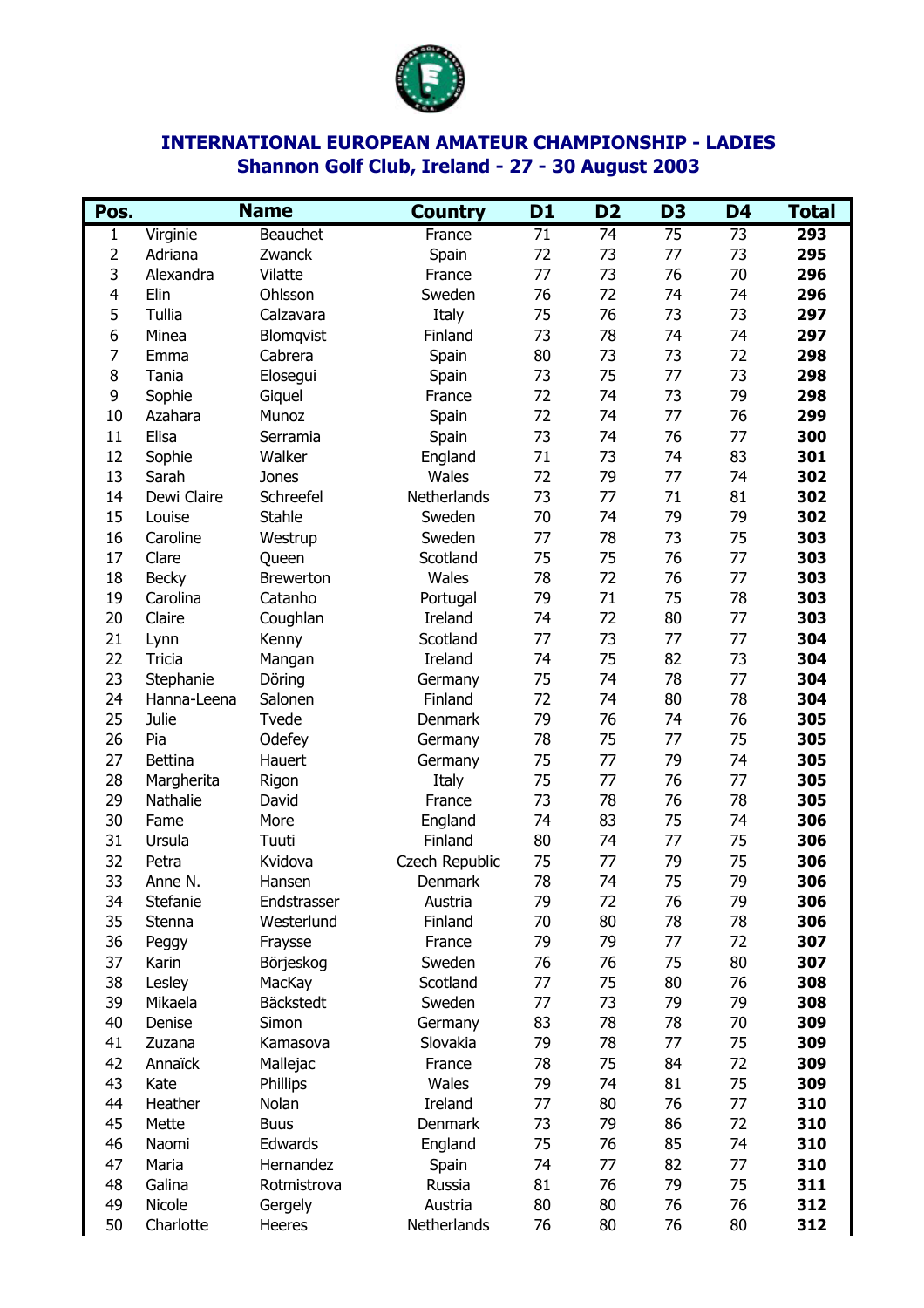# INTERNATIONAL EUROPEAN AMATEUR CHAMPIONSHIP - LADIES
## Shannon Golf Club, Ireland - 27 - 30 August 2003

| Pos. | Name | | Country | D1 | D2 | D3 | D4 | Total |
|---|---|---|---|---|---|---|---|---|
| 1 | Virginie | Beauchet | France | 71 | 74 | 75 | 73 | **293** |
| 2 | Adriana | Zwanck | Spain | 72 | 73 | 77 | 73 | **295** |
| 3 | Alexandra | Vilatte | France | 77 | 73 | 76 | 70 | **296** |
| 4 | Elin | Ohlsson | Sweden | 76 | 72 | 74 | 74 | **296** |
| 5 | Tullia | Calzavara | Italy | 75 | 76 | 73 | 73 | **297** |
| 6 | Minea | Blomqvist | Finland | 73 | 78 | 74 | 74 | **297** |
| 7 | Emma | Cabrera | Spain | 80 | 73 | 73 | 72 | **298** |
| 8 | Tania | Elosegui | Spain | 73 | 75 | 77 | 73 | **298** |
| 9 | Sophie | Giquel | France | 72 | 74 | 73 | 79 | **298** |
| 10 | Azahara | Munoz | Spain | 72 | 74 | 77 | 76 | **299** |
| 11 | Elisa | Serramia | Spain | 73 | 74 | 76 | 77 | **300** |
| 12 | Sophie | Walker | England | 71 | 73 | 74 | 83 | **301** |
| 13 | Sarah | Jones | Wales | 72 | 79 | 77 | 74 | **302** |
| 14 | Dewi Claire | Schreefel | Netherlands | 73 | 77 | 71 | 81 | **302** |
| 15 | Louise | Stahle | Sweden | 70 | 74 | 79 | 79 | **302** |
| 16 | Caroline | Westrup | Sweden | 77 | 78 | 73 | 75 | **303** |
| 17 | Clare | Queen | Scotland | 75 | 75 | 76 | 77 | **303** |
| 18 | Becky | Brewerton | Wales | 78 | 72 | 76 | 77 | **303** |
| 19 | Carolina | Catanho | Portugal | 79 | 71 | 75 | 78 | **303** |
| 20 | Claire | Coughlan | Ireland | 74 | 72 | 80 | 77 | **303** |
| 21 | Lynn | Kenny | Scotland | 77 | 73 | 77 | 77 | **304** |
| 22 | Tricia | Mangan | Ireland | 74 | 75 | 82 | 73 | **304** |
| 23 | Stephanie | Döring | Germany | 75 | 74 | 78 | 77 | **304** |
| 24 | Hanna-Leena | Salonen | Finland | 72 | 74 | 80 | 78 | **304** |
| 25 | Julie | Tvede | Denmark | 79 | 76 | 74 | 76 | **305** |
| 26 | Pia | Odefey | Germany | 78 | 75 | 77 | 75 | **305** |
| 27 | Bettina | Hauert | Germany | 75 | 77 | 79 | 74 | **305** |
| 28 | Margherita | Rigon | Italy | 75 | 77 | 76 | 77 | **305** |
| 29 | Nathalie | David | France | 73 | 78 | 76 | 78 | **305** |
| 30 | Fame | More | England | 74 | 83 | 75 | 74 | **306** |
| 31 | Ursula | Tuuti | Finland | 80 | 74 | 77 | 75 | **306** |
| 32 | Petra | Kvidova | Czech Republic | 75 | 77 | 79 | 75 | **306** |
| 33 | Anne N. | Hansen | Denmark | 78 | 74 | 75 | 79 | **306** |
| 34 | Stefanie | Endstrasser | Austria | 79 | 72 | 76 | 79 | **306** |
| 35 | Stenna | Westerlund | Finland | 70 | 80 | 78 | 78 | **306** |
| 36 | Peggy | Fraysse | France | 79 | 79 | 77 | 72 | **307** |
| 37 | Karin | Börjeskog | Sweden | 76 | 76 | 75 | 80 | **307** |
| 38 | Lesley | MacKay | Scotland | 77 | 75 | 80 | 76 | **308** |
| 39 | Mikaela | Bäckstedt | Sweden | 77 | 73 | 79 | 79 | **308** |
| 40 | Denise | Simon | Germany | 83 | 78 | 78 | 70 | **309** |
| 41 | Zuzana | Kamasova | Slovakia | 79 | 78 | 77 | 75 | **309** |
| 42 | Annaïck | Mallejac | France | 78 | 75 | 84 | 72 | **309** |
| 43 | Kate | Phillips | Wales | 79 | 74 | 81 | 75 | **309** |
| 44 | Heather | Nolan | Ireland | 77 | 80 | 76 | 77 | **310** |
| 45 | Mette | Buus | Denmark | 73 | 79 | 86 | 72 | **310** |
| 46 | Naomi | Edwards | England | 75 | 76 | 85 | 74 | **310** |
| 47 | Maria | Hernandez | Spain | 74 | 77 | 82 | 77 | **310** |
| 48 | Galina | Rotmistrova | Russia | 81 | 76 | 79 | 75 | **311** |
| 49 | Nicole | Gergely | Austria | 80 | 80 | 76 | 76 | **312** |
| 50 | Charlotte | Heeres | Netherlands | 76 | 80 | 76 | 80 | **312** |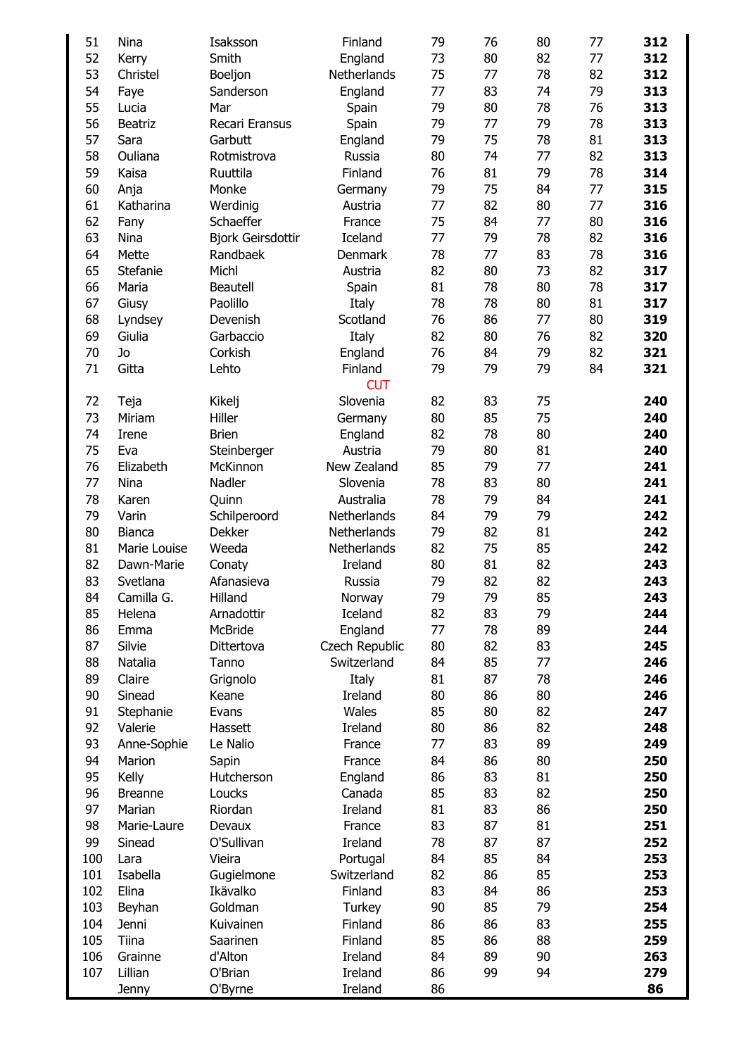| | | | | | | | | |
|---|---|---|---|---|---|---|---|---|
| 51 | Nina | Isaksson | Finland | 79 | 76 | 80 | 77 | **312** |
| 52 | Kerry | Smith | England | 73 | 80 | 82 | 77 | **312** |
| 53 | Christel | Boeljon | Netherlands | 75 | 77 | 78 | 82 | **312** |
| 54 | Faye | Sanderson | England | 77 | 83 | 74 | 79 | **313** |
| 55 | Lucia | Mar | Spain | 79 | 80 | 78 | 76 | **313** |
| 56 | Beatriz | Recari Eransus | Spain | 79 | 77 | 79 | 78 | **313** |
| 57 | Sara | Garbutt | England | 79 | 75 | 78 | 81 | **313** |
| 58 | Ouliana | Rotmistrova | Russia | 80 | 74 | 77 | 82 | **313** |
| 59 | Kaisa | Ruuttila | Finland | 76 | 81 | 79 | 78 | **314** |
| 60 | Anja | Monke | Germany | 79 | 75 | 84 | 77 | **315** |
| 61 | Katharina | Werdinig | Austria | 77 | 82 | 80 | 77 | **316** |
| 62 | Fany | Schaeffer | France | 75 | 84 | 77 | 80 | **316** |
| 63 | Nina | Bjork Geirsdottir | Iceland | 77 | 79 | 78 | 82 | **316** |
| 64 | Mette | Randbaek | Denmark | 78 | 77 | 83 | 78 | **316** |
| 65 | Stefanie | Michl | Austria | 82 | 80 | 73 | 82 | **317** |
| 66 | Maria | Beautell | Spain | 81 | 78 | 80 | 78 | **317** |
| 67 | Giusy | Paolillo | Italy | 78 | 78 | 80 | 81 | **317** |
| 68 | Lyndsey | Devenish | Scotland | 76 | 86 | 77 | 80 | **319** |
| 69 | Giulia | Garbaccio | Italy | 82 | 80 | 76 | 82 | **320** |
| 70 | Jo | Corkish | England | 76 | 84 | 79 | 82 | **321** |
| 71 | Gitta | Lehto | Finland | 79 | 79 | 79 | 84 | **321** |
| | | | CUT | | | | | |
| 72 | Teja | Kikelj | Slovenia | 82 | 83 | 75 | | **240** |
| 73 | Miriam | Hiller | Germany | 80 | 85 | 75 | | **240** |
| 74 | Irene | Brien | England | 82 | 78 | 80 | | **240** |
| 75 | Eva | Steinberger | Austria | 79 | 80 | 81 | | **240** |
| 76 | Elizabeth | McKinnon | New Zealand | 85 | 79 | 77 | | **241** |
| 77 | Nina | Nadler | Slovenia | 78 | 83 | 80 | | **241** |
| 78 | Karen | Quinn | Australia | 78 | 79 | 84 | | **241** |
| 79 | Varin | Schilperoord | Netherlands | 84 | 79 | 79 | | **242** |
| 80 | Bianca | Dekker | Netherlands | 79 | 82 | 81 | | **242** |
| 81 | Marie Louise | Weeda | Netherlands | 82 | 75 | 85 | | **242** |
| 82 | Dawn-Marie | Conaty | Ireland | 80 | 81 | 82 | | **243** |
| 83 | Svetlana | Afanasieva | Russia | 79 | 82 | 82 | | **243** |
| 84 | Camilla G. | Hilland | Norway | 79 | 79 | 85 | | **243** |
| 85 | Helena | Arnadottir | Iceland | 82 | 83 | 79 | | **244** |
| 86 | Emma | McBride | England | 77 | 78 | 89 | | **244** |
| 87 | Silvie | Dittertova | Czech Republic | 80 | 82 | 83 | | **245** |
| 88 | Natalia | Tanno | Switzerland | 84 | 85 | 77 | | **246** |
| 89 | Claire | Grignolo | Italy | 81 | 87 | 78 | | **246** |
| 90 | Sinead | Keane | Ireland | 80 | 86 | 80 | | **246** |
| 91 | Stephanie | Evans | Wales | 85 | 80 | 82 | | **247** |
| 92 | Valerie | Hassett | Ireland | 80 | 86 | 82 | | **248** |
| 93 | Anne-Sophie | Le Nalio | France | 77 | 83 | 89 | | **249** |
| 94 | Marion | Sapin | France | 84 | 86 | 80 | | **250** |
| 95 | Kelly | Hutcherson | England | 86 | 83 | 81 | | **250** |
| 96 | Breanne | Loucks | Canada | 85 | 83 | 82 | | **250** |
| 97 | Marian | Riordan | Ireland | 81 | 83 | 86 | | **250** |
| 98 | Marie-Laure | Devaux | France | 83 | 87 | 81 | | **251** |
| 99 | Sinead | O'Sullivan | Ireland | 78 | 87 | 87 | | **252** |
| 100 | Lara | Vieira | Portugal | 84 | 85 | 84 | | **253** |
| 101 | Isabella | Gugielmone | Switzerland | 82 | 86 | 85 | | **253** |
| 102 | Elina | Ikävalko | Finland | 83 | 84 | 86 | | **253** |
| 103 | Beyhan | Goldman | Turkey | 90 | 85 | 79 | | **254** |
| 104 | Jenni | Kuivainen | Finland | 86 | 86 | 83 | | **255** |
| 105 | Tiina | Saarinen | Finland | 85 | 86 | 88 | | **259** |
| 106 | Grainne | d'Alton | Ireland | 84 | 89 | 90 | | **263** |
| 107 | Lillian | O'Brian | Ireland | 86 | 99 | 94 | | **279** |
| | Jenny | O'Byrne | Ireland | 86 | | | | **86** |